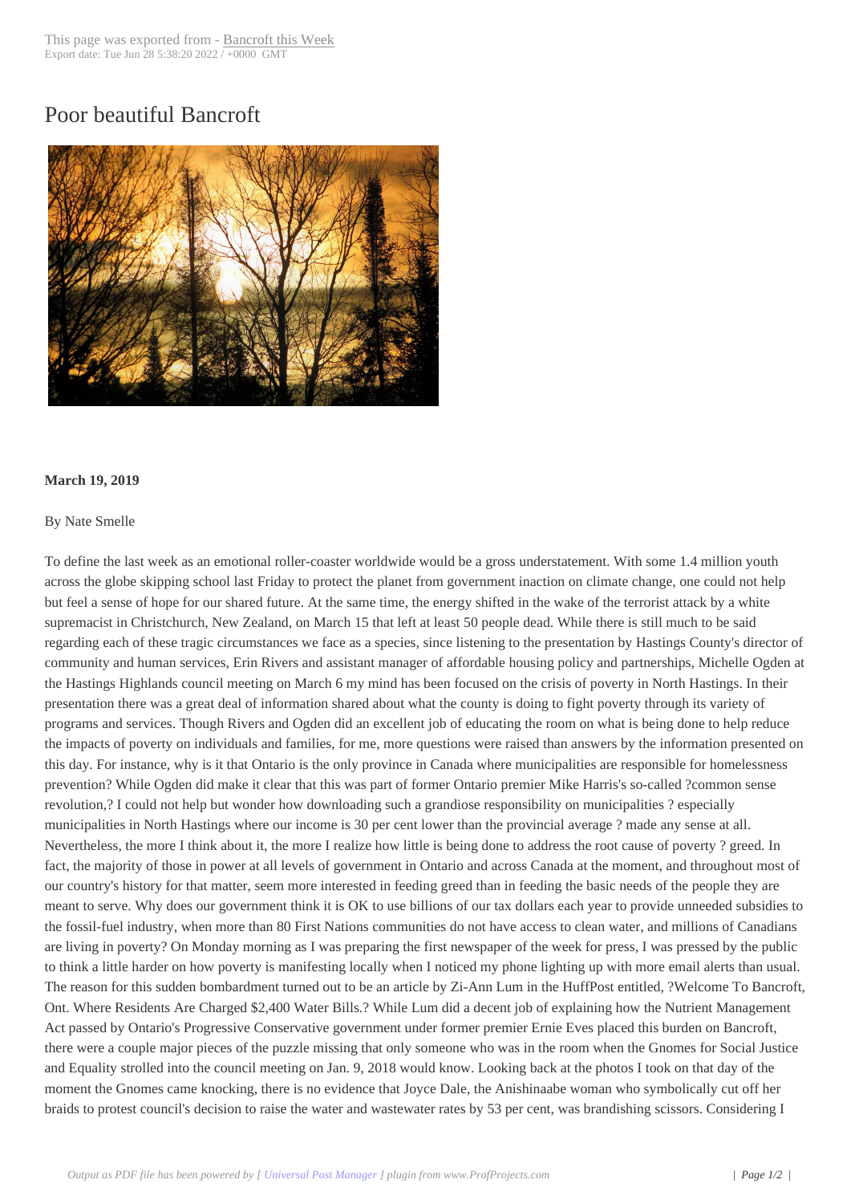# Poor beautiful Bancroft

**March 19, 2019**

By Nate Smelle

To define the last week as an emotional roller-coaster worldwide would be a gross understatement. With some 1.4 million youth across the globe skipping school last Friday to protect the planet from government inaction on climate change, one could not help but feel a sense of hope for our shared future. At the same time, the energy shifted in the wake of the terrorist attack by a white supremacist in Christchurch, New Zealand, on March 15 that left at least 50 people dead. While there is still much to be said regarding each of these tragic circumstances we face as a species, since listening to the presentation by Hastings County's director of community and human services, Erin Rivers and assistant manager of affordable housing policy and partnerships, Michelle Ogden at the Hastings Highlands council meeting on March 6 my mind has been focused on the crisis of poverty in North Hastings. In their presentation there was a great deal of information shared about what the county is doing to fight poverty through its variety of programs and services. Though Rivers and Ogden did an excellent job of educating the room on what is being done to help reduce the impacts of poverty on individuals and families, for me, more questions were raised than answers by the information presented on this day. For instance, why is it that Ontario is the only province in Canada where municipalities are responsible for homelessness prevention? While Ogden did make it clear that this was part of former Ontario premier Mike Harris's so-called ?common sense revolution,? I could not help but wonder how downloading such a grandiose responsibility on municipalities ? especially municipalities in North Hastings where our income is 30 per cent lower than the provincial average ? made any sense at all. Nevertheless, the more I think about it, the more I realize how little is being done to address the root cause of poverty ? greed. In fact, the majority of those in power at all levels of government in Ontario and across Canada at the moment, and throughout most of our country's history for that matter, seem more interested in feeding greed than in feeding the basic needs of the people they are meant to serve. Why does our government think it is OK to use billions of our tax dollars each year to provide unneeded subsidies to the fossil-fuel industry, when more than 80 First Nations communities do not have access to clean water, and millions of Canadians are living in poverty? On Monday morning as I was preparing the first newspaper of the week for press, I was pressed by the public to think a little harder on how poverty is manifesting locally when I noticed my phone lighting up with more email alerts than usual. The reason for this sudden bombardment turned out to be an article by Zi-Ann Lum in the HuffPost entitled, ?Welcome To Bancroft, Ont. Where Residents Are Charged $2,400 Water Bills.? While Lum did a decent job of explaining how the Nutrient Management Act passed by Ontario's Progressive Conservative government under former premier Ernie Eves placed this burden on Bancroft, there were a couple major pieces of the puzzle missing that only someone who was in the room when the Gnomes for Social Justice and Equality strolled into the council meeting on Jan. 9, 2018 would know. Looking back at the photos I took on that day of the moment the Gnomes came knocking, there is no evidence that Joyce Dale, the Anishinaabe woman who symbolically cut off her braids to protest council's decision to raise the water and wastewater rates by 53 per cent, was brandishing scissors. Considering I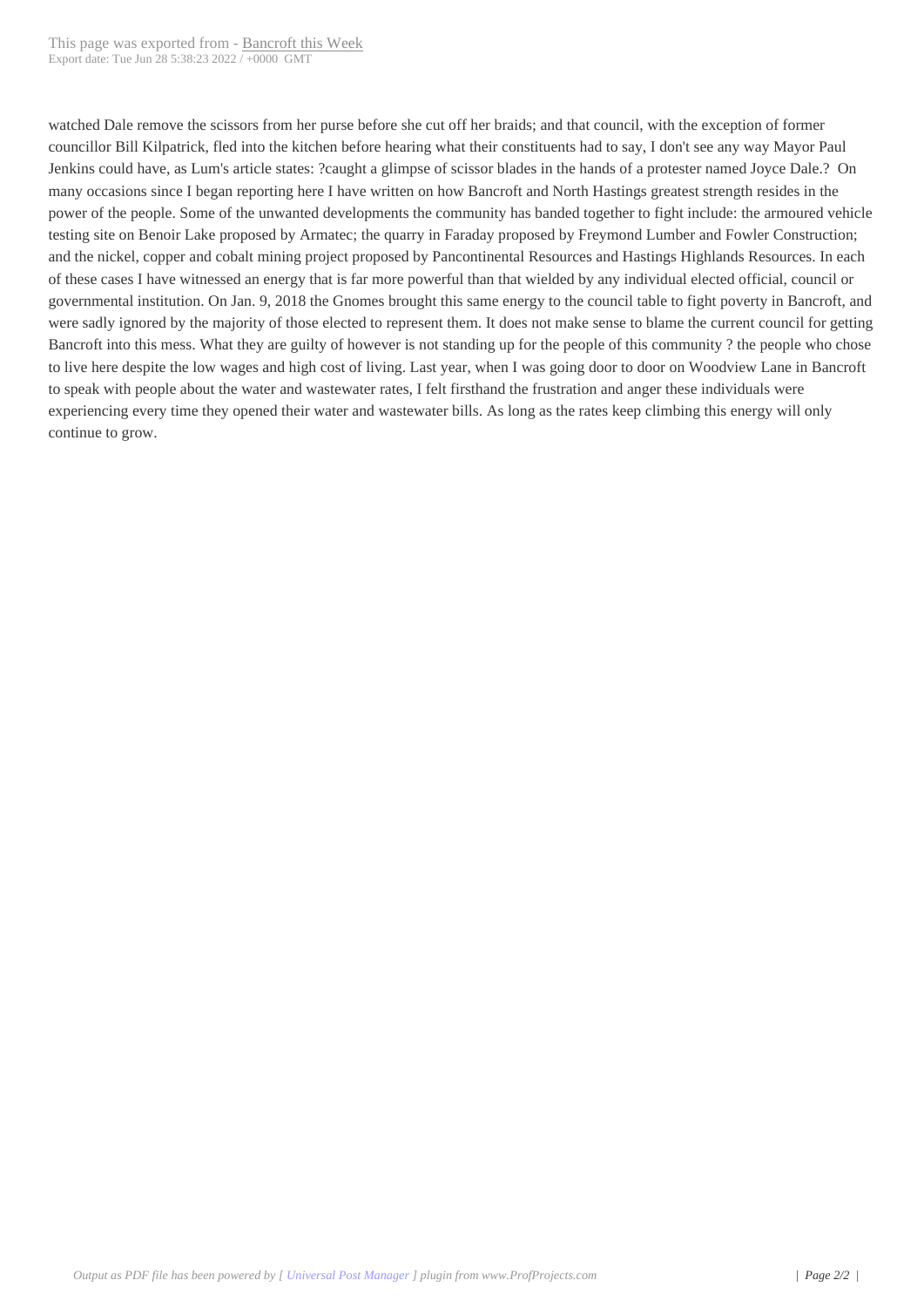watched Dale remove the scissors from her purse before she cut off her braids; and that council, with the exception of former councillor Bill Kilpatrick, fled into the kitchen before hearing what their constituents had to say, I don't see any way Mayor Paul Jenkins could have, as Lum's article states: ?caught a glimpse of scissor blades in the hands of a protester named Joyce Dale.? On many occasions since I began reporting here I have written on how Bancroft and North Hastings greatest strength resides in the power of the people. Some of the unwanted developments the community has banded together to fight include: the armoured vehicle testing site on Benoir Lake proposed by Armatec; the quarry in Faraday proposed by Freymond Lumber and Fowler Construction; and the nickel, copper and cobalt mining project proposed by Pancontinental Resources and Hastings Highlands Resources. In each of these cases I have witnessed an energy that is far more powerful than that wielded by any individual elected official, council or governmental institution. On Jan. 9, 2018 the Gnomes brought this same energy to the council table to fight poverty in Bancroft, and were sadly ignored by the majority of those elected to represent them. It does not make sense to blame the current council for getting Bancroft into this mess. What they are guilty of however is not standing up for the people of this community ? the people who chose to live here despite the low wages and high cost of living. Last year, when I was going door to door on Woodview Lane in Bancroft to speak with people about the water and wastewater rates, I felt firsthand the frustration and anger these individuals were experiencing every time they opened their water and wastewater bills. As long as the rates keep climbing this energy will only continue to grow.